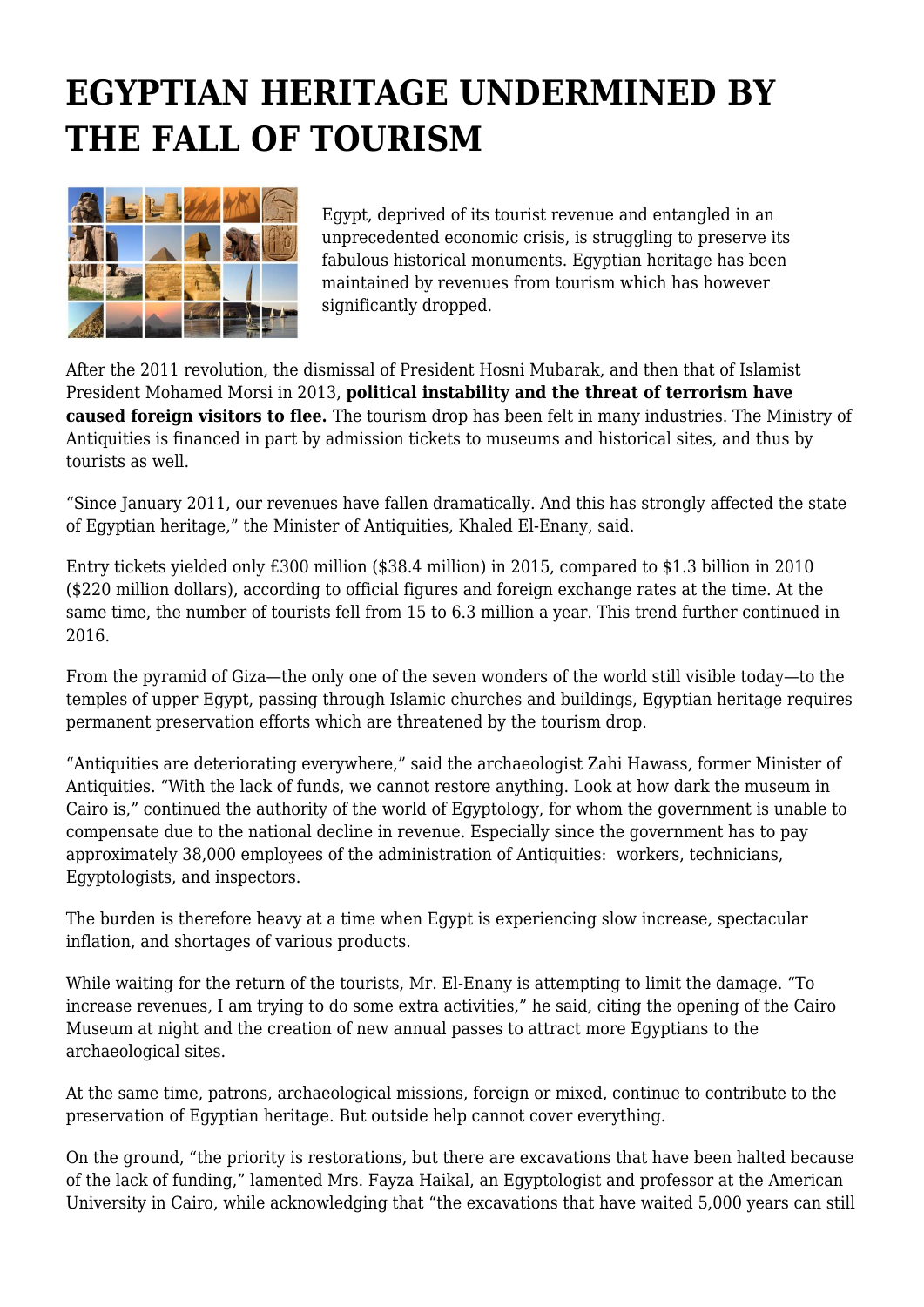# EGYPTIAN HERITAGE UNDERMINED BY THE FALL OF TOURISM

Egypt, deprived of its tourist revenue and entangled in an unprecedented economic crisis, is struggling to preserve its fabulous historical monuments. Egyptian heritage has been maintained by revenues from tourism which has however significantly dropped.

After the 2011 revolution, the dismissal of President Hosni Mubarak, and then that of Islamist President Mohamed Morsi in 2013, **political instability and the threat of terrorism have caused foreign visitors to flee.** The tourism drop has been felt in many industries. The Ministry of Antiquities is financed in part by admission tickets to museums and historical sites, and thus by tourists as well.

"Since January 2011, our revenues have fallen dramatically. And this has strongly affected the state of Egyptian heritage," the Minister of Antiquities, Khaled El-Enany, said.

Entry tickets yielded only £300 million ($38.4 million) in 2015, compared to $1.3 billion in 2010 ($220 million dollars), according to official figures and foreign exchange rates at the time. At the same time, the number of tourists fell from 15 to 6.3 million a year. This trend further continued in 2016.

From the pyramid of Giza—the only one of the seven wonders of the world still visible today—to the temples of upper Egypt, passing through Islamic churches and buildings, Egyptian heritage requires permanent preservation efforts which are threatened by the tourism drop.

"Antiquities are deteriorating everywhere," said the archaeologist Zahi Hawass, former Minister of Antiquities. "With the lack of funds, we cannot restore anything. Look at how dark the museum in Cairo is," continued the authority of the world of Egyptology, for whom the government is unable to compensate due to the national decline in revenue. Especially since the government has to pay approximately 38,000 employees of the administration of Antiquities: workers, technicians, Egyptologists, and inspectors.

The burden is therefore heavy at a time when Egypt is experiencing slow increase, spectacular inflation, and shortages of various products.

While waiting for the return of the tourists, Mr. El-Enany is attempting to limit the damage. "To increase revenues, I am trying to do some extra activities," he said, citing the opening of the Cairo Museum at night and the creation of new annual passes to attract more Egyptians to the archaeological sites.

At the same time, patrons, archaeological missions, foreign or mixed, continue to contribute to the preservation of Egyptian heritage. But outside help cannot cover everything.

On the ground, "the priority is restorations, but there are excavations that have been halted because of the lack of funding," lamented Mrs. Fayza Haikal, an Egyptologist and professor at the American University in Cairo, while acknowledging that "the excavations that have waited 5,000 years can still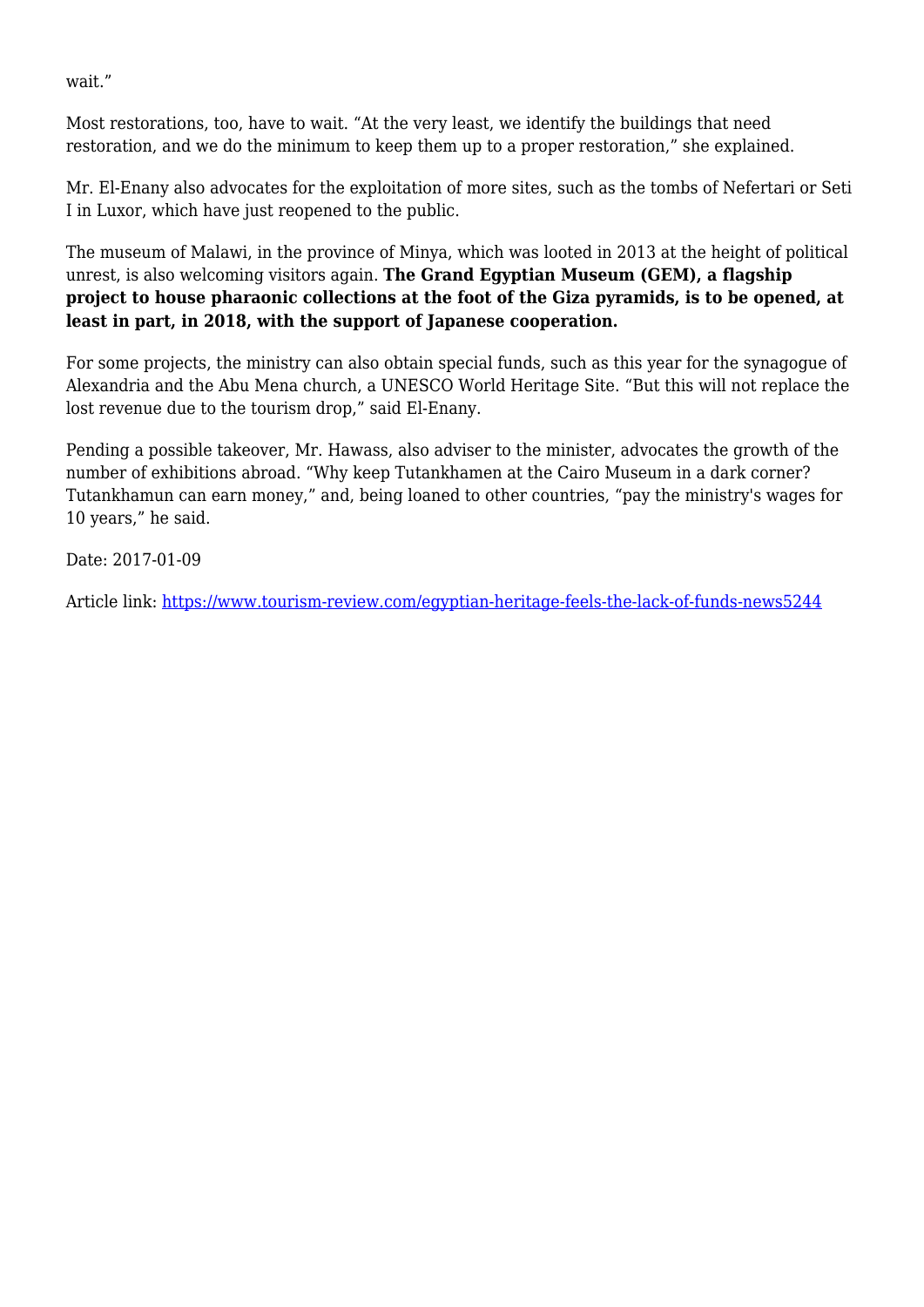wait."

Most restorations, too, have to wait. "At the very least, we identify the buildings that need restoration, and we do the minimum to keep them up to a proper restoration," she explained.

Mr. El-Enany also advocates for the exploitation of more sites, such as the tombs of Nefertari or Seti I in Luxor, which have just reopened to the public.

The museum of Malawi, in the province of Minya, which was looted in 2013 at the height of political unrest, is also welcoming visitors again. **The Grand Egyptian Museum (GEM), a flagship project to house pharaonic collections at the foot of the Giza pyramids, is to be opened, at least in part, in 2018, with the support of Japanese cooperation.**

For some projects, the ministry can also obtain special funds, such as this year for the synagogue of Alexandria and the Abu Mena church, a UNESCO World Heritage Site. "But this will not replace the lost revenue due to the tourism drop," said El-Enany.

Pending a possible takeover, Mr. Hawass, also adviser to the minister, advocates the growth of the number of exhibitions abroad. "Why keep Tutankhamen at the Cairo Museum in a dark corner? Tutankhamun can earn money," and, being loaned to other countries, "pay the ministry's wages for 10 years," he said.

Date: 2017-01-09

Article link: https://www.tourism-review.com/egyptian-heritage-feels-the-lack-of-funds-news5244